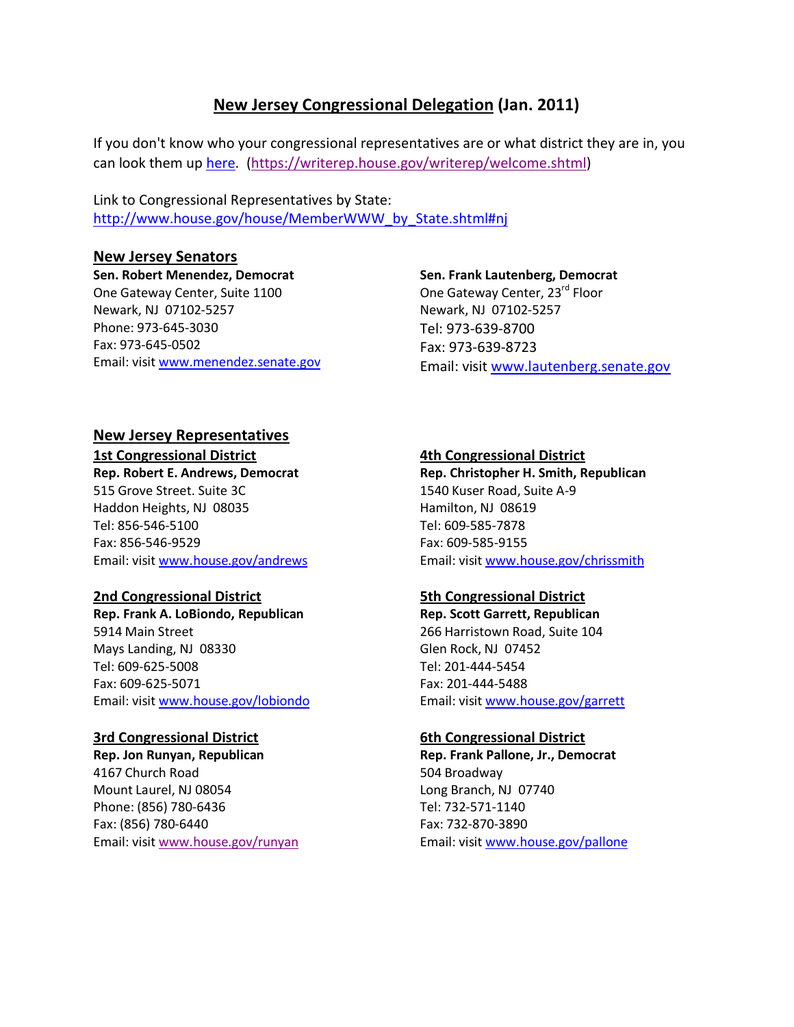# New Jersey Congressional Delegation (Jan. 2011)

If you don't know who your congressional representatives are or what district they are in, you can look them up here. (https://writerep.house.gov/writerep/welcome.shtml)

Link to Congressional Representatives by State:
http://www.house.gov/house/MemberWWW_by_State.shtml#nj

## New Jersey Senators

**Sen. Robert Menendez, Democrat**
One Gateway Center, Suite 1100
Newark, NJ 07102-5257
Phone: 973-645-3030
Fax: 973-645-0502
Email: visit www.menendez.senate.gov

**Sen. Frank Lautenberg, Democrat**
One Gateway Center, 23rd Floor
Newark, NJ 07102-5257
Tel: 973-639-8700
Fax: 973-639-8723
Email: visit www.lautenberg.senate.gov

## New Jersey Representatives

### 1st Congressional District

**Rep. Robert E. Andrews, Democrat**
515 Grove Street. Suite 3C
Haddon Heights, NJ 08035
Tel: 856-546-5100
Fax: 856-546-9529
Email: visit www.house.gov/andrews

### 2nd Congressional District

**Rep. Frank A. LoBiondo, Republican**
5914 Main Street
Mays Landing, NJ 08330
Tel: 609-625-5008
Fax: 609-625-5071
Email: visit www.house.gov/lobiondo

### 3rd Congressional District

**Rep. Jon Runyan, Republican**
4167 Church Road
Mount Laurel, NJ 08054
Phone: (856) 780-6436
Fax: (856) 780-6440
Email: visit www.house.gov/runyan

### 4th Congressional District

**Rep. Christopher H. Smith, Republican**
1540 Kuser Road, Suite A-9
Hamilton, NJ 08619
Tel: 609-585-7878
Fax: 609-585-9155
Email: visit www.house.gov/chrissmith

### 5th Congressional District

**Rep. Scott Garrett, Republican**
266 Harristown Road, Suite 104
Glen Rock, NJ 07452
Tel: 201-444-5454
Fax: 201-444-5488
Email: visit www.house.gov/garrett

### 6th Congressional District

**Rep. Frank Pallone, Jr., Democrat**
504 Broadway
Long Branch, NJ 07740
Tel: 732-571-1140
Fax: 732-870-3890
Email: visit www.house.gov/pallone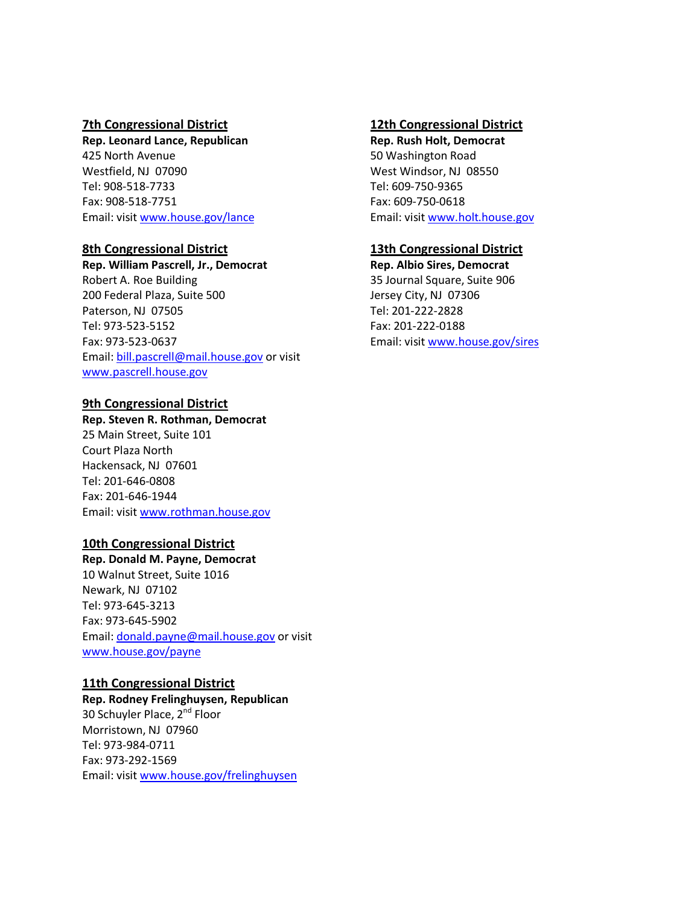## 7th Congressional District

**Rep. Leonard Lance, Republican**
425 North Avenue
Westfield, NJ 07090
Tel: 908-518-7733
Fax: 908-518-7751
Email: visit www.house.gov/lance

## 8th Congressional District

**Rep. William Pascrell, Jr., Democrat**
Robert A. Roe Building
200 Federal Plaza, Suite 500
Paterson, NJ 07505
Tel: 973-523-5152
Fax: 973-523-0637
Email: bill.pascrell@mail.house.gov or visit www.pascrell.house.gov

## 9th Congressional District

**Rep. Steven R. Rothman, Democrat**
25 Main Street, Suite 101
Court Plaza North
Hackensack, NJ 07601
Tel: 201-646-0808
Fax: 201-646-1944
Email: visit www.rothman.house.gov

## 10th Congressional District

**Rep. Donald M. Payne, Democrat**
10 Walnut Street, Suite 1016
Newark, NJ 07102
Tel: 973-645-3213
Fax: 973-645-5902
Email: donald.payne@mail.house.gov or visit www.house.gov/payne

## 11th Congressional District

**Rep. Rodney Frelinghuysen, Republican**
30 Schuyler Place, 2nd Floor
Morristown, NJ 07960
Tel: 973-984-0711
Fax: 973-292-1569
Email: visit www.house.gov/frelinghuysen

## 12th Congressional District

**Rep. Rush Holt, Democrat**
50 Washington Road
West Windsor, NJ 08550
Tel: 609-750-9365
Fax: 609-750-0618
Email: visit www.holt.house.gov

## 13th Congressional District

**Rep. Albio Sires, Democrat**
35 Journal Square, Suite 906
Jersey City, NJ 07306
Tel: 201-222-2828
Fax: 201-222-0188
Email: visit www.house.gov/sires